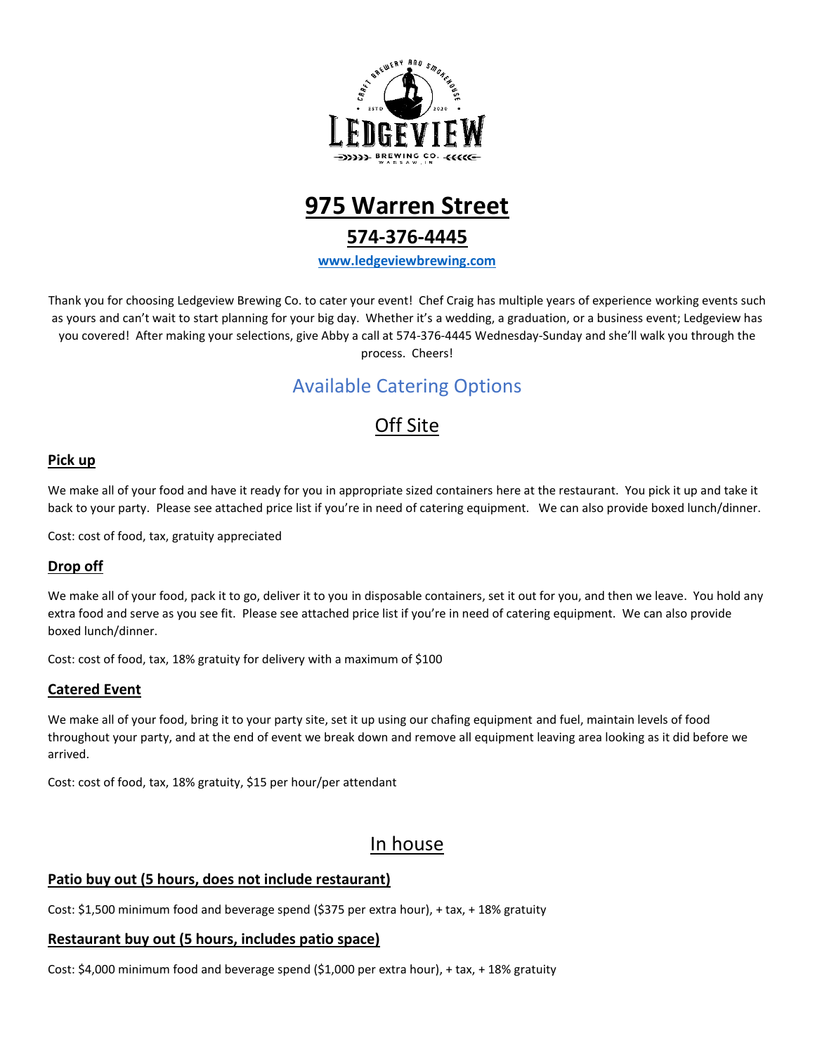# 975 Warren Street

## 574-376-4445

**www.ledgeviewbrewing.com**

Thank you for choosing Ledgeview Brewing Co. to cater your event! Chef Craig has multiple years of experience working events such as yours and can't wait to start planning for your big day. Whether it's a wedding, a graduation, or a business event; Ledgeview has you covered! After making your selections, give Abby a call at 574-376-4445 Wednesday-Sunday and she'll walk you through the process. Cheers!

## Available Catering Options

## Off Site

### Pick up

We make all of your food and have it ready for you in appropriate sized containers here at the restaurant. You pick it up and take it back to your party. Please see attached price list if you're in need of catering equipment. We can also provide boxed lunch/dinner.

Cost: cost of food, tax, gratuity appreciated

### Drop off

We make all of your food, pack it to go, deliver it to you in disposable containers, set it out for you, and then we leave. You hold any extra food and serve as you see fit. Please see attached price list if you're in need of catering equipment. We can also provide boxed lunch/dinner.

Cost: cost of food, tax, 18% gratuity for delivery with a maximum of $100

### Catered Event

We make all of your food, bring it to your party site, set it up using our chafing equipment and fuel, maintain levels of food throughout your party, and at the end of event we break down and remove all equipment leaving area looking as it did before we arrived.

Cost: cost of food, tax, 18% gratuity, $15 per hour/per attendant

## In house

### Patio buy out (5 hours, does not include restaurant)

Cost: $1,500 minimum food and beverage spend ($375 per extra hour), + tax, + 18% gratuity

### Restaurant buy out (5 hours, includes patio space)

Cost: $4,000 minimum food and beverage spend ($1,000 per extra hour), + tax, + 18% gratuity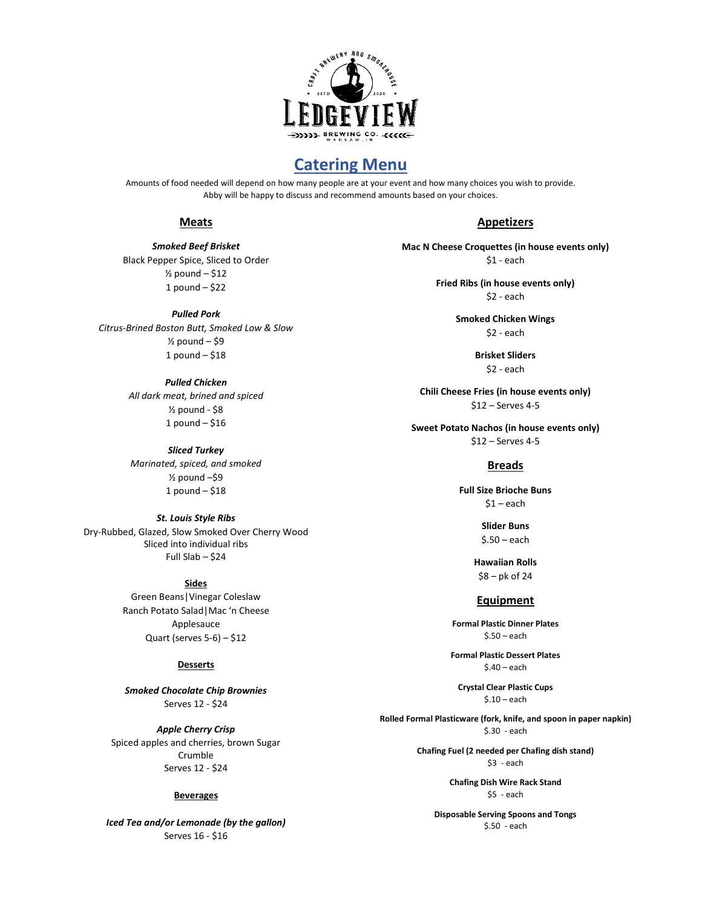# Catering Menu

Amounts of food needed will depend on how many people are at your event and how many choices you wish to provide.
Abby will be happy to discuss and recommend amounts based on your choices.

## Meats

***Smoked Beef Brisket***
Black Pepper Spice, Sliced to Order
½ pound – $12
1 pound – $22

***Pulled Pork***
*Citrus-Brined Boston Butt, Smoked Low & Slow*
½ pound – $9
1 pound – $18

***Pulled Chicken***
*All dark meat, brined and spiced*
½ pound - $8
1 pound – $16

***Sliced Turkey***
*Marinated, spiced, and smoked*
½ pound –$9
1 pound – $18

***St. Louis Style Ribs***
Dry-Rubbed, Glazed, Slow Smoked Over Cherry Wood
Sliced into individual ribs
Full Slab – $24

## Sides

Green Beans|Vinegar Coleslaw
Ranch Potato Salad|Mac 'n Cheese
Applesauce
Quart (serves 5-6) – $12

## Desserts

***Smoked Chocolate Chip Brownies***
Serves 12 - $24

***Apple Cherry Crisp***
Spiced apples and cherries, brown Sugar Crumble
Serves 12 - $24

## Beverages

***Iced Tea and/or Lemonade (by the gallon)***
Serves 16 - $16

## Appetizers

**Mac N Cheese Croquettes (in house events only)**
$1 - each

**Fried Ribs (in house events only)**
$2 - each

**Smoked Chicken Wings**
$2 - each

**Brisket Sliders**
$2 - each

**Chili Cheese Fries (in house events only)**
$12 – Serves 4-5

**Sweet Potato Nachos (in house events only)**
$12 – Serves 4-5

## Breads

**Full Size Brioche Buns**
$1 – each

**Slider Buns**
$.50 – each

**Hawaiian Rolls**
$8 – pk of 24

## Equipment

**Formal Plastic Dinner Plates**
$.50 – each

**Formal Plastic Dessert Plates**
$.40 – each

**Crystal Clear Plastic Cups**
$.10 – each

**Rolled Formal Plasticware (fork, knife, and spoon in paper napkin)**
$.30 - each

**Chafing Fuel (2 needed per Chafing dish stand)**
$3 - each

**Chafing Dish Wire Rack Stand**
$5 - each

**Disposable Serving Spoons and Tongs**
$.50 - each